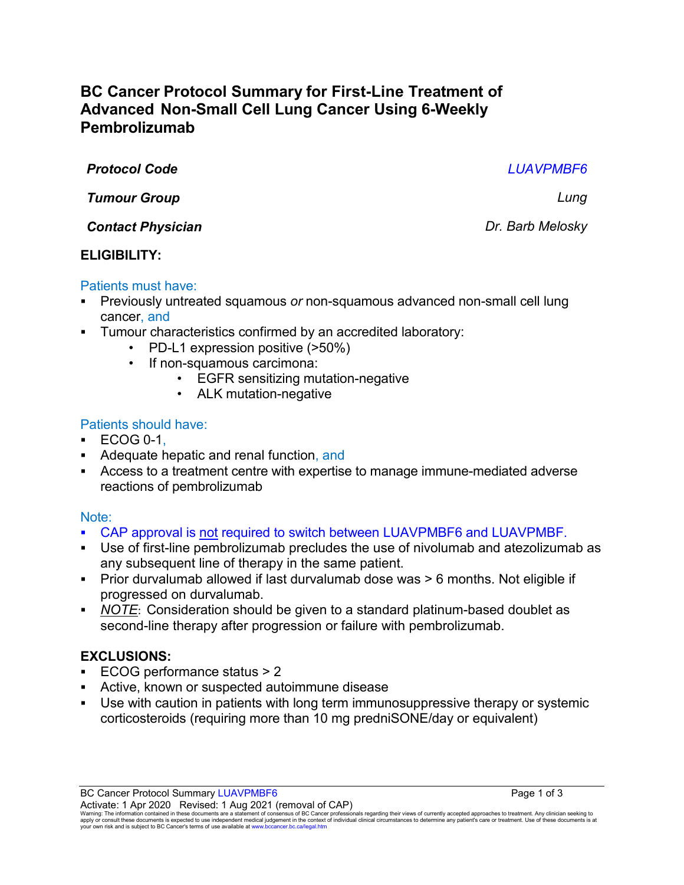# BC Cancer Protocol Summary for First-Line Treatment of Advanced Non-Small Cell Lung Cancer Using 6-Weekly Pembrolizumab

| | |
|---|---|
| ***Protocol Code*** | *LUAVPMBF6* |
| ***Tumour Group*** | *Lung* |
| ***Contact Physician*** | *Dr. Barb Melosky* |

## ELIGIBILITY:

Patients must have:

- Previously untreated squamous *or* non-squamous advanced non-small cell lung cancer, and
- Tumour characteristics confirmed by an accredited laboratory:
  - PD-L1 expression positive (>50%)
  - If non-squamous carcimona:
    - EGFR sensitizing mutation-negative
    - ALK mutation-negative

Patients should have:

- ECOG 0-1,
- Adequate hepatic and renal function, and
- Access to a treatment centre with expertise to manage immune-mediated adverse reactions of pembrolizumab

Note:

- CAP approval is <u>not</u> required to switch between LUAVPMBF6 and LUAVPMBF.
- Use of first-line pembrolizumab precludes the use of nivolumab and atezolizumab as any subsequent line of therapy in the same patient.
- Prior durvalumab allowed if last durvalumab dose was > 6 months. Not eligible if progressed on durvalumab.
- *<u>NOTE</u>*: Consideration should be given to a standard platinum-based doublet as second-line therapy after progression or failure with pembrolizumab.

## EXCLUSIONS:

- ECOG performance status > 2
- Active, known or suspected autoimmune disease
- Use with caution in patients with long term immunosuppressive therapy or systemic corticosteroids (requiring more than 10 mg predniSONE/day or equivalent)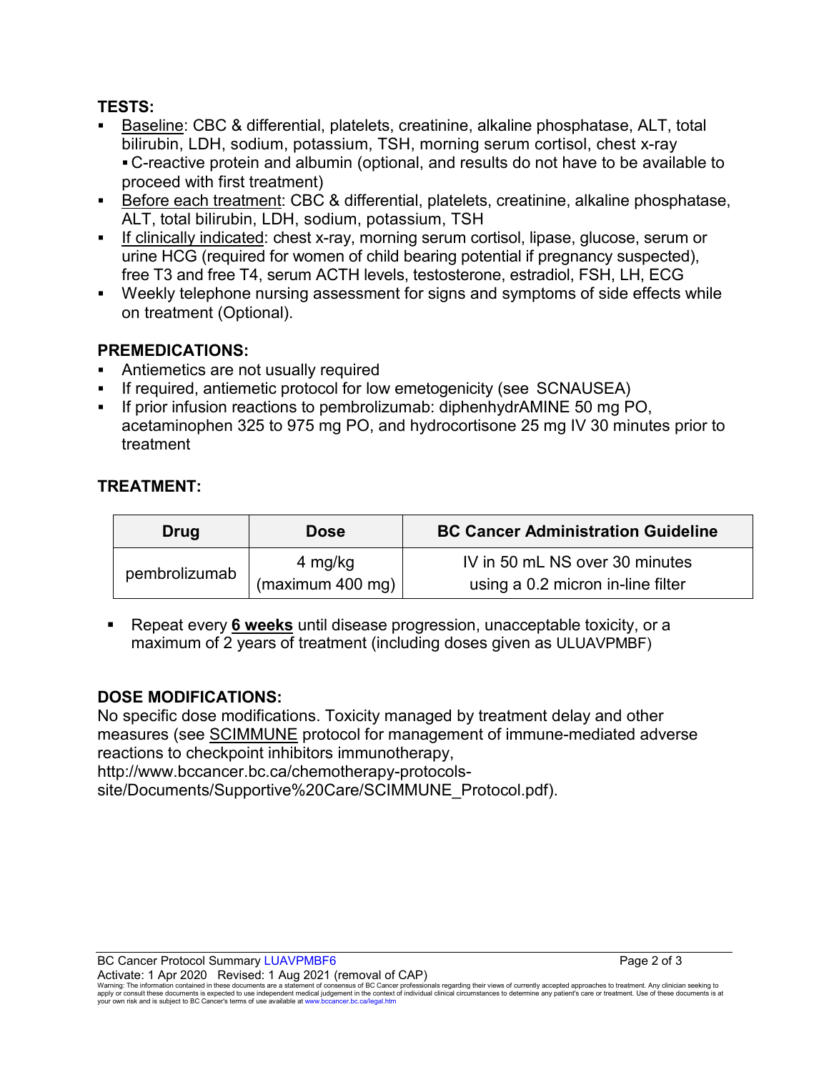## TESTS:

- Baseline: CBC & differential, platelets, creatinine, alkaline phosphatase, ALT, total bilirubin, LDH, sodium, potassium, TSH, morning serum cortisol, chest x-ray
  - C-reactive protein and albumin (optional, and results do not have to be available to proceed with first treatment)
- Before each treatment: CBC & differential, platelets, creatinine, alkaline phosphatase, ALT, total bilirubin, LDH, sodium, potassium, TSH
- If clinically indicated: chest x-ray, morning serum cortisol, lipase, glucose, serum or urine HCG (required for women of child bearing potential if pregnancy suspected), free T3 and free T4, serum ACTH levels, testosterone, estradiol, FSH, LH, ECG
- Weekly telephone nursing assessment for signs and symptoms of side effects while on treatment (Optional).

## PREMEDICATIONS:

- Antiemetics are not usually required
- If required, antiemetic protocol for low emetogenicity (see SCNAUSEA)
- If prior infusion reactions to pembrolizumab: diphenhydrAMINE 50 mg PO, acetaminophen 325 to 975 mg PO, and hydrocortisone 25 mg IV 30 minutes prior to treatment

## TREATMENT:

| Drug | Dose | BC Cancer Administration Guideline |
| --- | --- | --- |
| pembrolizumab | 4 mg/kg (maximum 400 mg) | IV in 50 mL NS over 30 minutes using a 0.2 micron in-line filter |

- Repeat every **6 weeks** until disease progression, unacceptable toxicity, or a maximum of 2 years of treatment (including doses given as ULUAVPMBF)

## DOSE MODIFICATIONS:

No specific dose modifications. Toxicity managed by treatment delay and other measures (see SCIMMUNE protocol for management of immune-mediated adverse reactions to checkpoint inhibitors immunotherapy, http://www.bccancer.bc.ca/chemotherapy-protocols-site/Documents/Supportive%20Care/SCIMMUNE_Protocol.pdf).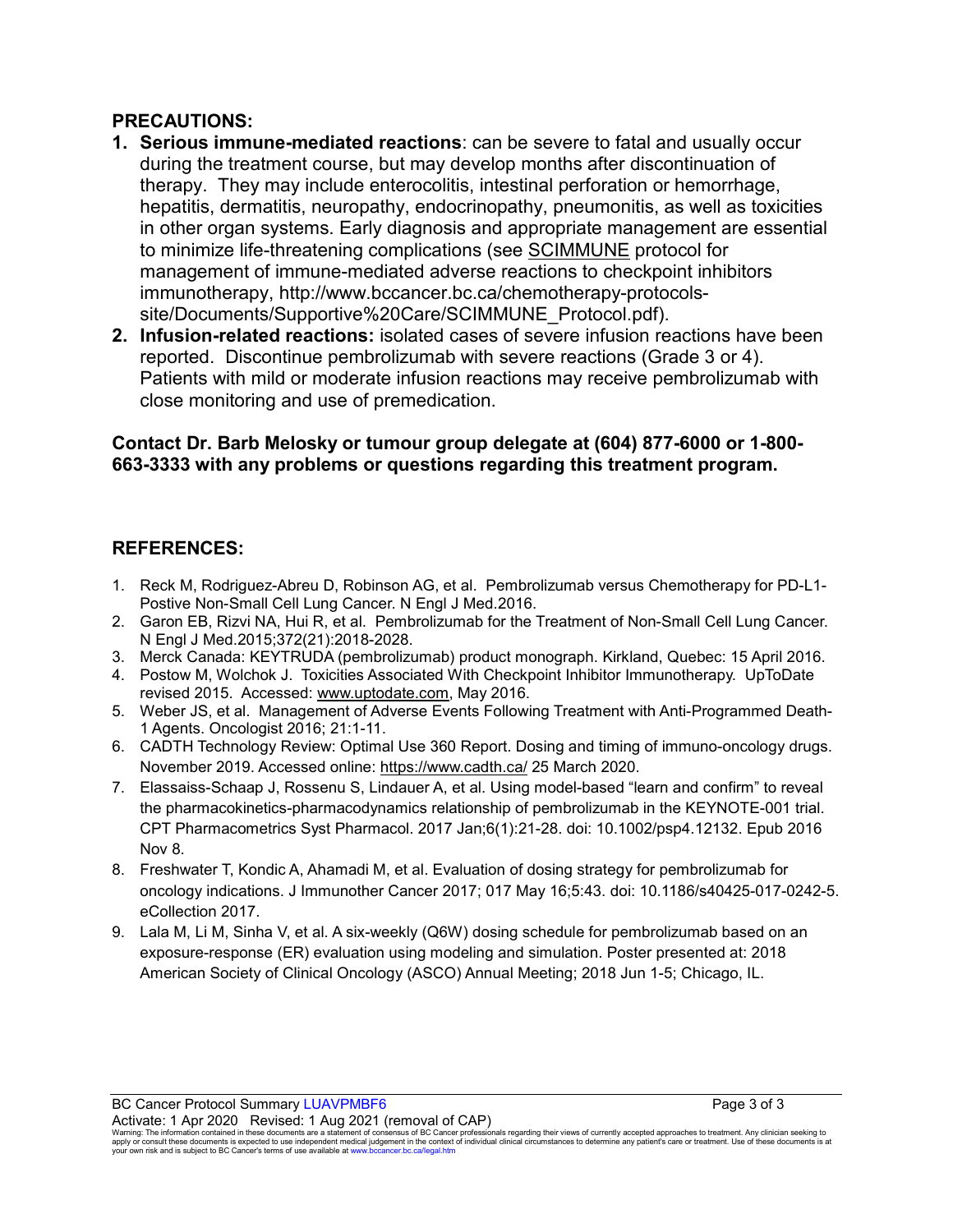## PRECAUTIONS:

1. **Serious immune-mediated reactions**: can be severe to fatal and usually occur during the treatment course, but may develop months after discontinuation of therapy. They may include enterocolitis, intestinal perforation or hemorrhage, hepatitis, dermatitis, neuropathy, endocrinopathy, pneumonitis, as well as toxicities in other organ systems. Early diagnosis and appropriate management are essential to minimize life-threatening complications (see SCIMMUNE protocol for management of immune-mediated adverse reactions to checkpoint inhibitors immunotherapy, http://www.bccancer.bc.ca/chemotherapy-protocols-site/Documents/Supportive%20Care/SCIMMUNE_Protocol.pdf).
2. **Infusion-related reactions:** isolated cases of severe infusion reactions have been reported. Discontinue pembrolizumab with severe reactions (Grade 3 or 4). Patients with mild or moderate infusion reactions may receive pembrolizumab with close monitoring and use of premedication.

**Contact Dr. Barb Melosky or tumour group delegate at (604) 877-6000 or 1-800-663-3333 with any problems or questions regarding this treatment program.**

## REFERENCES:

1. Reck M, Rodriguez-Abreu D, Robinson AG, et al. Pembrolizumab versus Chemotherapy for PD-L1-Postive Non-Small Cell Lung Cancer. N Engl J Med.2016.
2. Garon EB, Rizvi NA, Hui R, et al. Pembrolizumab for the Treatment of Non-Small Cell Lung Cancer. N Engl J Med.2015;372(21):2018-2028.
3. Merck Canada: KEYTRUDA (pembrolizumab) product monograph. Kirkland, Quebec: 15 April 2016.
4. Postow M, Wolchok J. Toxicities Associated With Checkpoint Inhibitor Immunotherapy. UpToDate revised 2015. Accessed: www.uptodate.com, May 2016.
5. Weber JS, et al. Management of Adverse Events Following Treatment with Anti-Programmed Death-1 Agents. Oncologist 2016; 21:1-11.
6. CADTH Technology Review: Optimal Use 360 Report. Dosing and timing of immuno-oncology drugs. November 2019. Accessed online: https://www.cadth.ca/ 25 March 2020.
7. Elassaiss-Schaap J, Rossenu S, Lindauer A, et al. Using model-based "learn and confirm" to reveal the pharmacokinetics-pharmacodynamics relationship of pembrolizumab in the KEYNOTE-001 trial. CPT Pharmacometrics Syst Pharmacol. 2017 Jan;6(1):21-28. doi: 10.1002/psp4.12132. Epub 2016 Nov 8.
8. Freshwater T, Kondic A, Ahamadi M, et al. Evaluation of dosing strategy for pembrolizumab for oncology indications. J Immunother Cancer 2017; 017 May 16;5:43. doi: 10.1186/s40425-017-0242-5. eCollection 2017.
9. Lala M, Li M, Sinha V, et al. A six-weekly (Q6W) dosing schedule for pembrolizumab based on an exposure-response (ER) evaluation using modeling and simulation. Poster presented at: 2018 American Society of Clinical Oncology (ASCO) Annual Meeting; 2018 Jun 1-5; Chicago, IL.